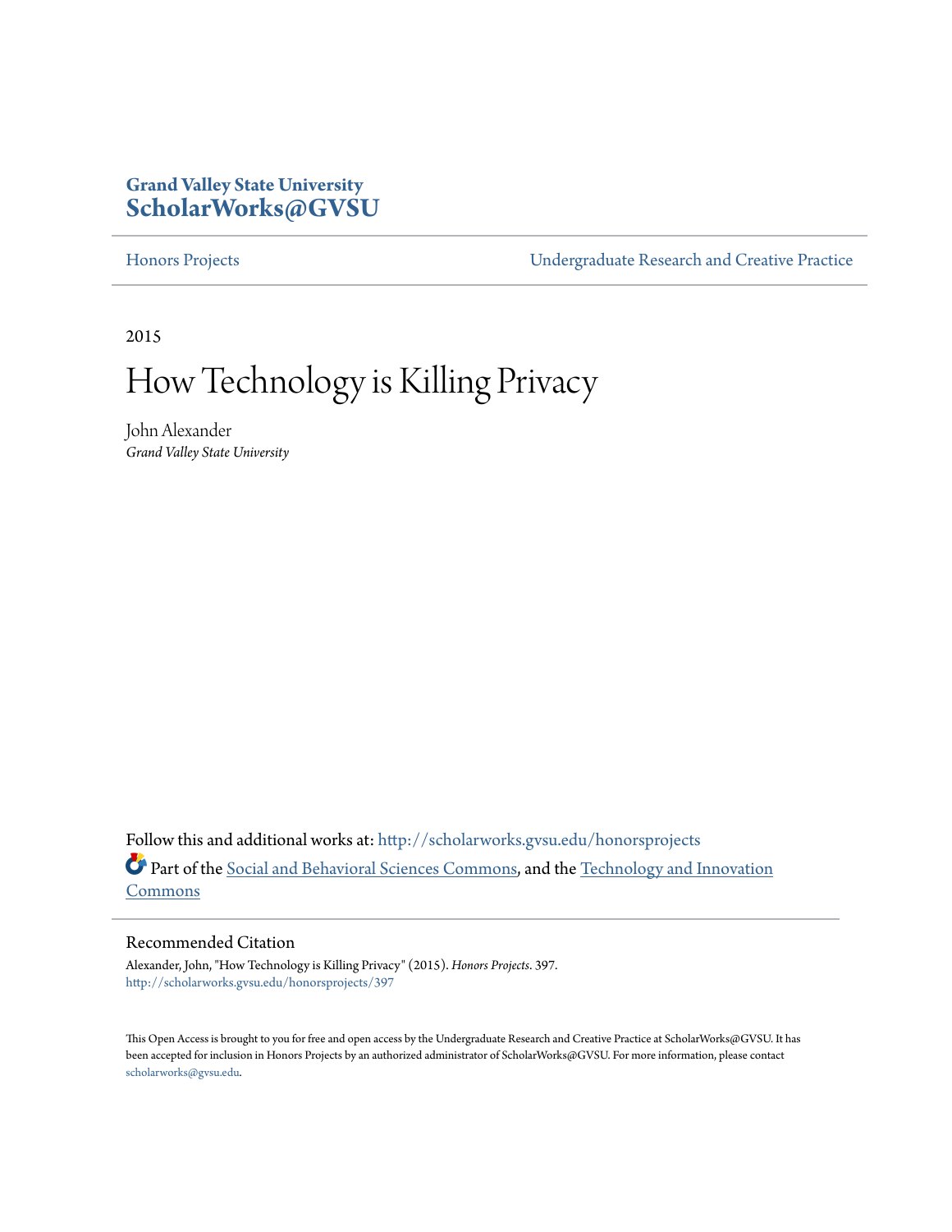Grand Valley State University
**ScholarWorks@GVSU**

Honors Projects | Undergraduate Research and Creative Practice

2015

# How Technology is Killing Privacy

John Alexander
*Grand Valley State University*

Follow this and additional works at: http://scholarworks.gvsu.edu/honorsprojects

Part of the Social and Behavioral Sciences Commons, and the Technology and Innovation Commons

## Recommended Citation

Alexander, John, "How Technology is Killing Privacy" (2015). *Honors Projects*. 397.
http://scholarworks.gvsu.edu/honorsprojects/397

This Open Access is brought to you for free and open access by the Undergraduate Research and Creative Practice at ScholarWorks@GVSU. It has been accepted for inclusion in Honors Projects by an authorized administrator of ScholarWorks@GVSU. For more information, please contact scholarworks@gvsu.edu.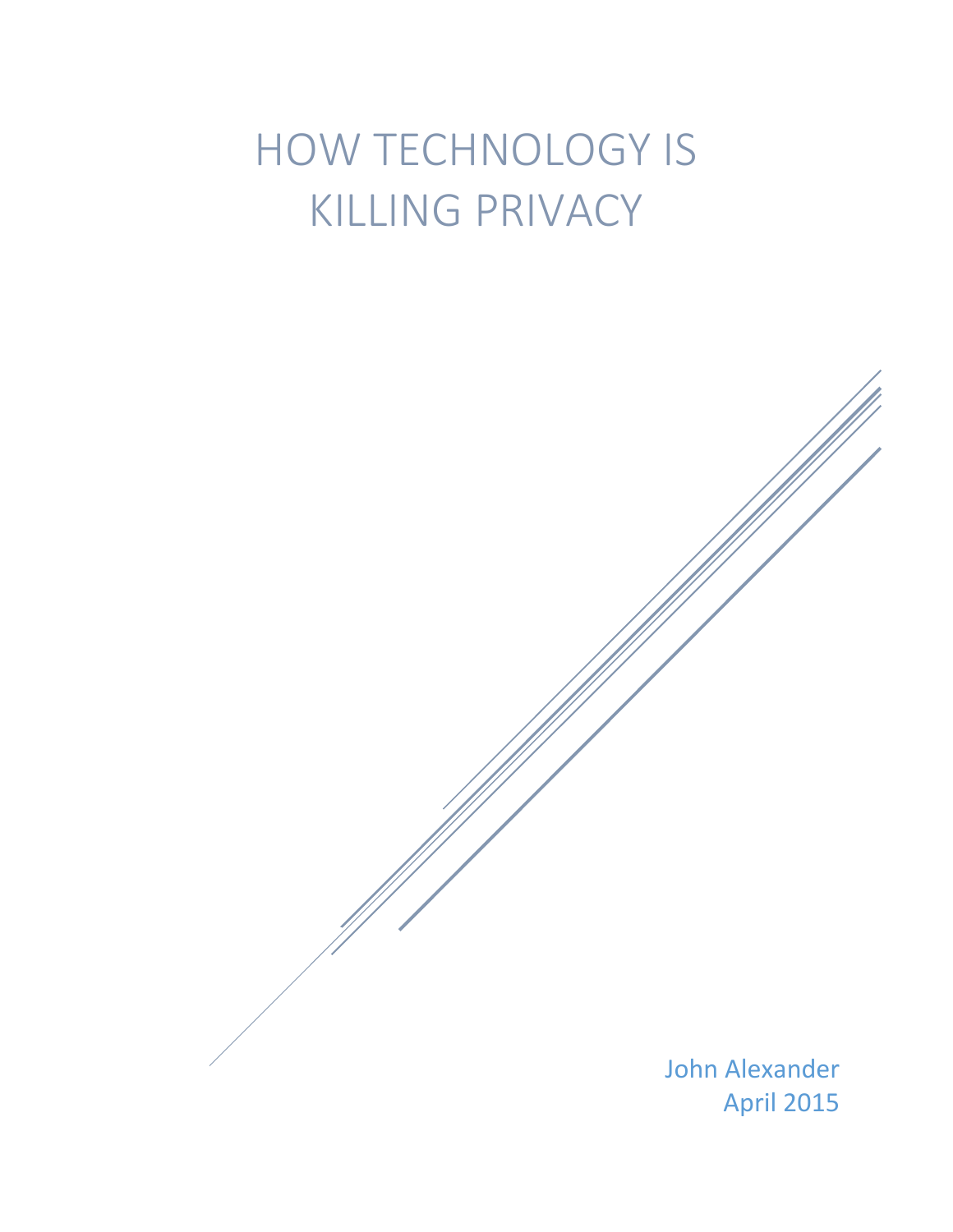# HOW TECHNOLOGY IS KILLING PRIVACY

John Alexander
April 2015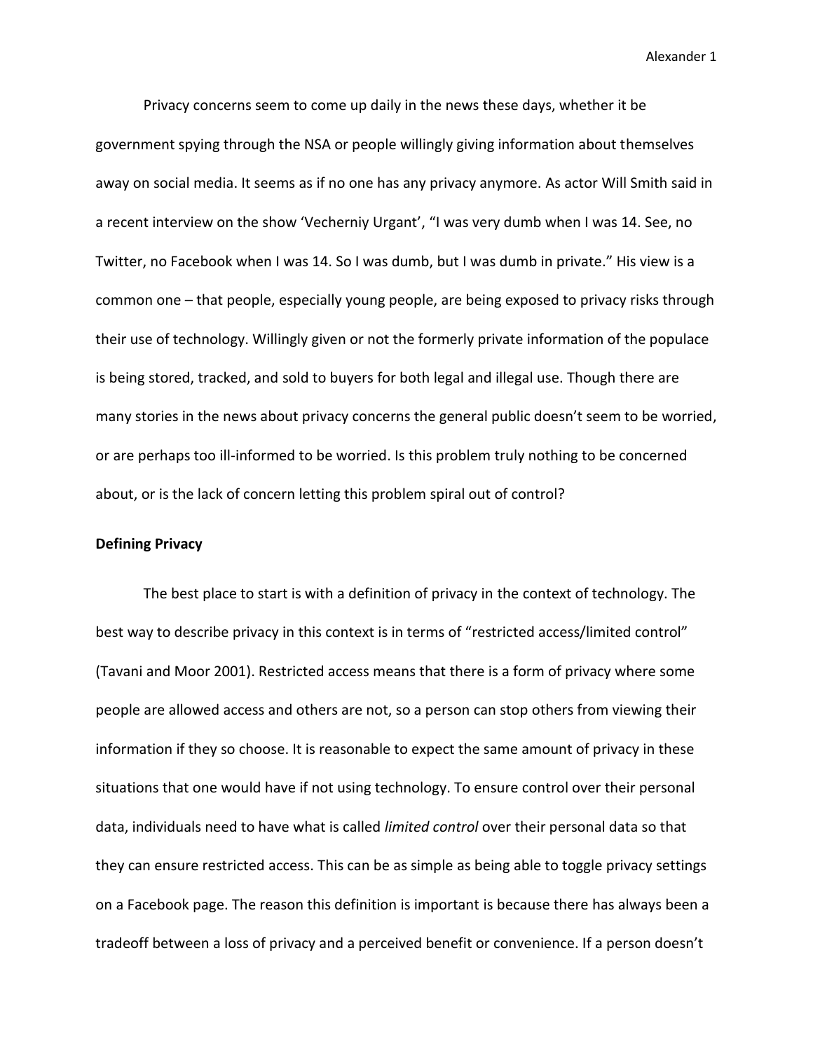Privacy concerns seem to come up daily in the news these days, whether it be government spying through the NSA or people willingly giving information about themselves away on social media. It seems as if no one has any privacy anymore. As actor Will Smith said in a recent interview on the show 'Vecherniy Urgant', "I was very dumb when I was 14. See, no Twitter, no Facebook when I was 14. So I was dumb, but I was dumb in private." His view is a common one – that people, especially young people, are being exposed to privacy risks through their use of technology. Willingly given or not the formerly private information of the populace is being stored, tracked, and sold to buyers for both legal and illegal use. Though there are many stories in the news about privacy concerns the general public doesn't seem to be worried, or are perhaps too ill-informed to be worried. Is this problem truly nothing to be concerned about, or is the lack of concern letting this problem spiral out of control?

**Defining Privacy**

The best place to start is with a definition of privacy in the context of technology. The best way to describe privacy in this context is in terms of "restricted access/limited control" (Tavani and Moor 2001). Restricted access means that there is a form of privacy where some people are allowed access and others are not, so a person can stop others from viewing their information if they so choose. It is reasonable to expect the same amount of privacy in these situations that one would have if not using technology. To ensure control over their personal data, individuals need to have what is called *limited control* over their personal data so that they can ensure restricted access. This can be as simple as being able to toggle privacy settings on a Facebook page. The reason this definition is important is because there has always been a tradeoff between a loss of privacy and a perceived benefit or convenience. If a person doesn't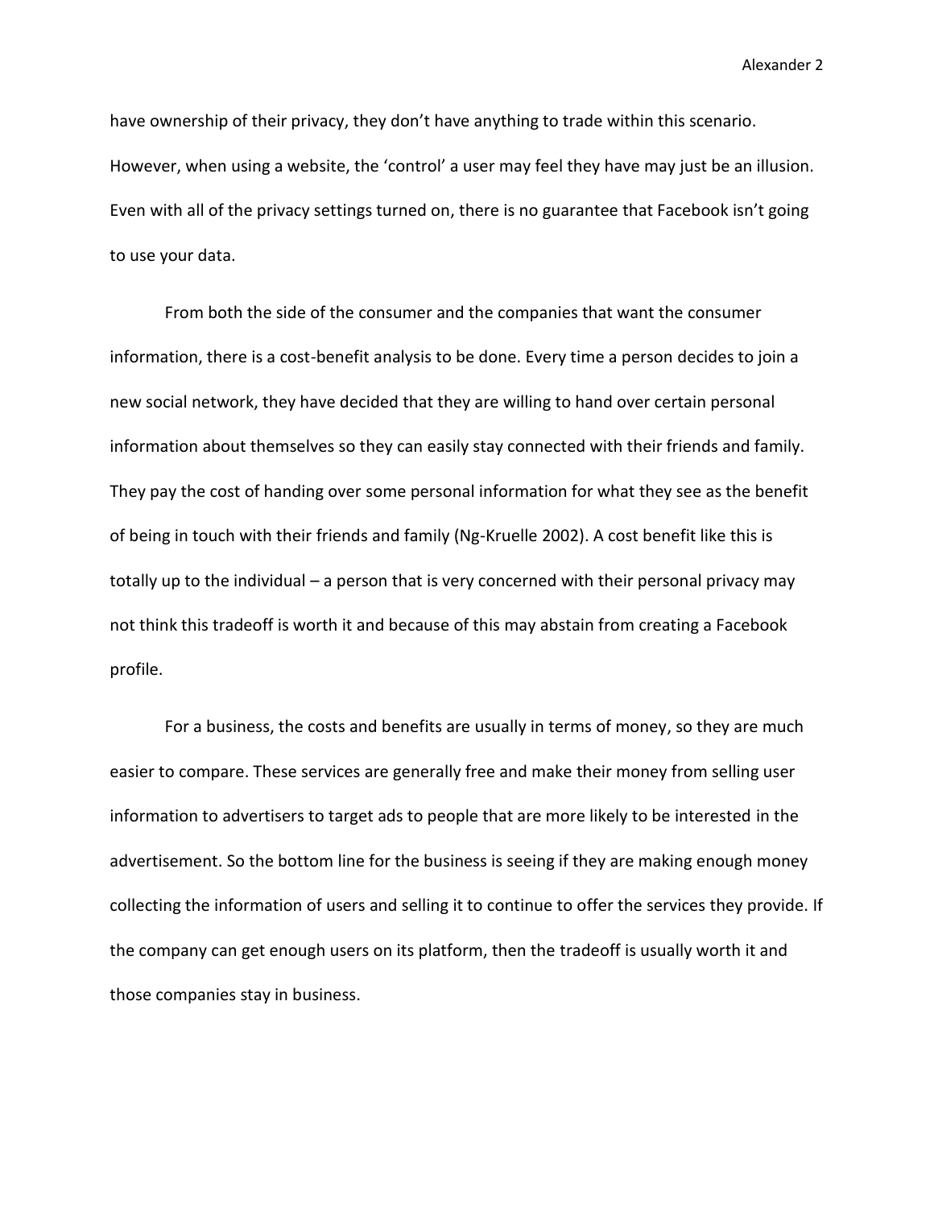have ownership of their privacy, they don't have anything to trade within this scenario. However, when using a website, the 'control' a user may feel they have may just be an illusion. Even with all of the privacy settings turned on, there is no guarantee that Facebook isn't going to use your data.

From both the side of the consumer and the companies that want the consumer information, there is a cost-benefit analysis to be done. Every time a person decides to join a new social network, they have decided that they are willing to hand over certain personal information about themselves so they can easily stay connected with their friends and family. They pay the cost of handing over some personal information for what they see as the benefit of being in touch with their friends and family (Ng-Kruelle 2002). A cost benefit like this is totally up to the individual – a person that is very concerned with their personal privacy may not think this tradeoff is worth it and because of this may abstain from creating a Facebook profile.

For a business, the costs and benefits are usually in terms of money, so they are much easier to compare. These services are generally free and make their money from selling user information to advertisers to target ads to people that are more likely to be interested in the advertisement. So the bottom line for the business is seeing if they are making enough money collecting the information of users and selling it to continue to offer the services they provide. If the company can get enough users on its platform, then the tradeoff is usually worth it and those companies stay in business.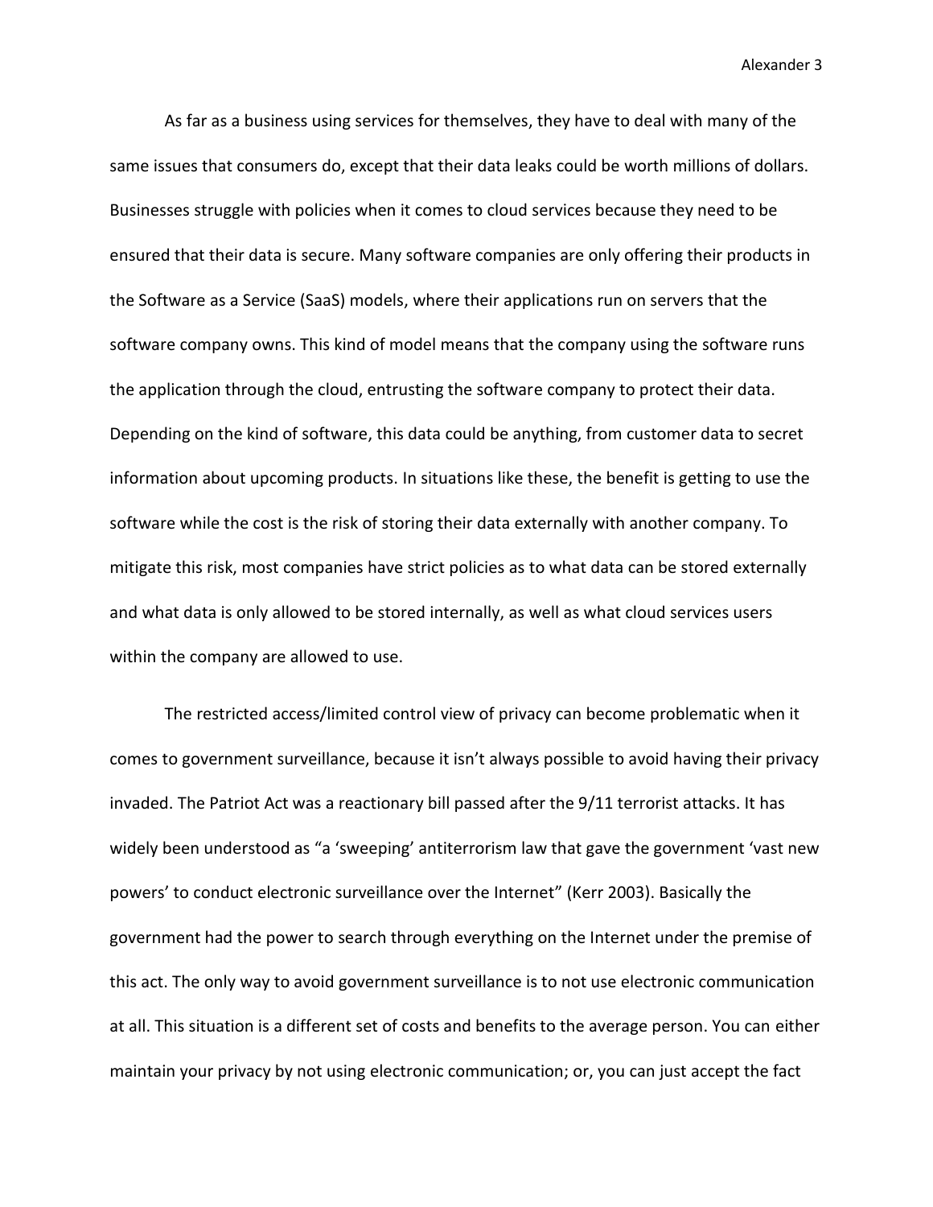As far as a business using services for themselves, they have to deal with many of the same issues that consumers do, except that their data leaks could be worth millions of dollars. Businesses struggle with policies when it comes to cloud services because they need to be ensured that their data is secure. Many software companies are only offering their products in the Software as a Service (SaaS) models, where their applications run on servers that the software company owns. This kind of model means that the company using the software runs the application through the cloud, entrusting the software company to protect their data. Depending on the kind of software, this data could be anything, from customer data to secret information about upcoming products. In situations like these, the benefit is getting to use the software while the cost is the risk of storing their data externally with another company. To mitigate this risk, most companies have strict policies as to what data can be stored externally and what data is only allowed to be stored internally, as well as what cloud services users within the company are allowed to use.

The restricted access/limited control view of privacy can become problematic when it comes to government surveillance, because it isn't always possible to avoid having their privacy invaded. The Patriot Act was a reactionary bill passed after the 9/11 terrorist attacks. It has widely been understood as "a 'sweeping' antiterrorism law that gave the government 'vast new powers' to conduct electronic surveillance over the Internet" (Kerr 2003). Basically the government had the power to search through everything on the Internet under the premise of this act. The only way to avoid government surveillance is to not use electronic communication at all. This situation is a different set of costs and benefits to the average person. You can either maintain your privacy by not using electronic communication; or, you can just accept the fact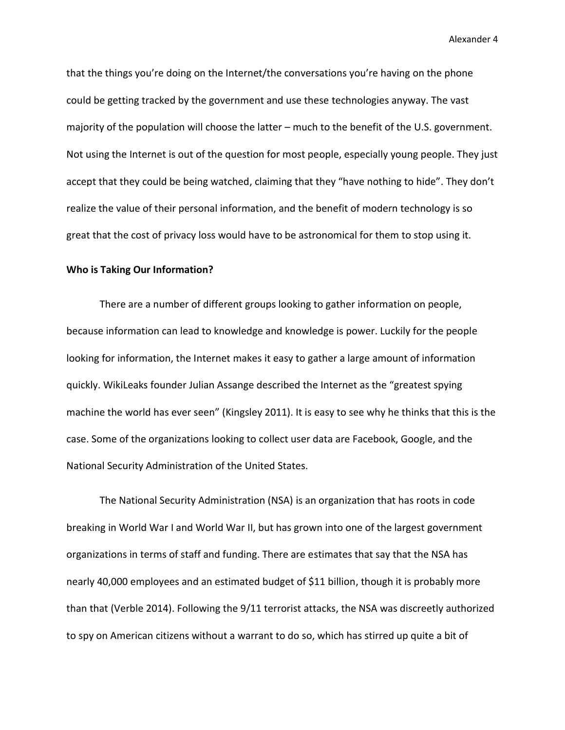that the things you're doing on the Internet/the conversations you're having on the phone could be getting tracked by the government and use these technologies anyway. The vast majority of the population will choose the latter – much to the benefit of the U.S. government. Not using the Internet is out of the question for most people, especially young people. They just accept that they could be being watched, claiming that they "have nothing to hide". They don't realize the value of their personal information, and the benefit of modern technology is so great that the cost of privacy loss would have to be astronomical for them to stop using it.

**Who is Taking Our Information?**

There are a number of different groups looking to gather information on people, because information can lead to knowledge and knowledge is power. Luckily for the people looking for information, the Internet makes it easy to gather a large amount of information quickly. WikiLeaks founder Julian Assange described the Internet as the "greatest spying machine the world has ever seen" (Kingsley 2011). It is easy to see why he thinks that this is the case. Some of the organizations looking to collect user data are Facebook, Google, and the National Security Administration of the United States.

The National Security Administration (NSA) is an organization that has roots in code breaking in World War I and World War II, but has grown into one of the largest government organizations in terms of staff and funding. There are estimates that say that the NSA has nearly 40,000 employees and an estimated budget of $11 billion, though it is probably more than that (Verble 2014). Following the 9/11 terrorist attacks, the NSA was discreetly authorized to spy on American citizens without a warrant to do so, which has stirred up quite a bit of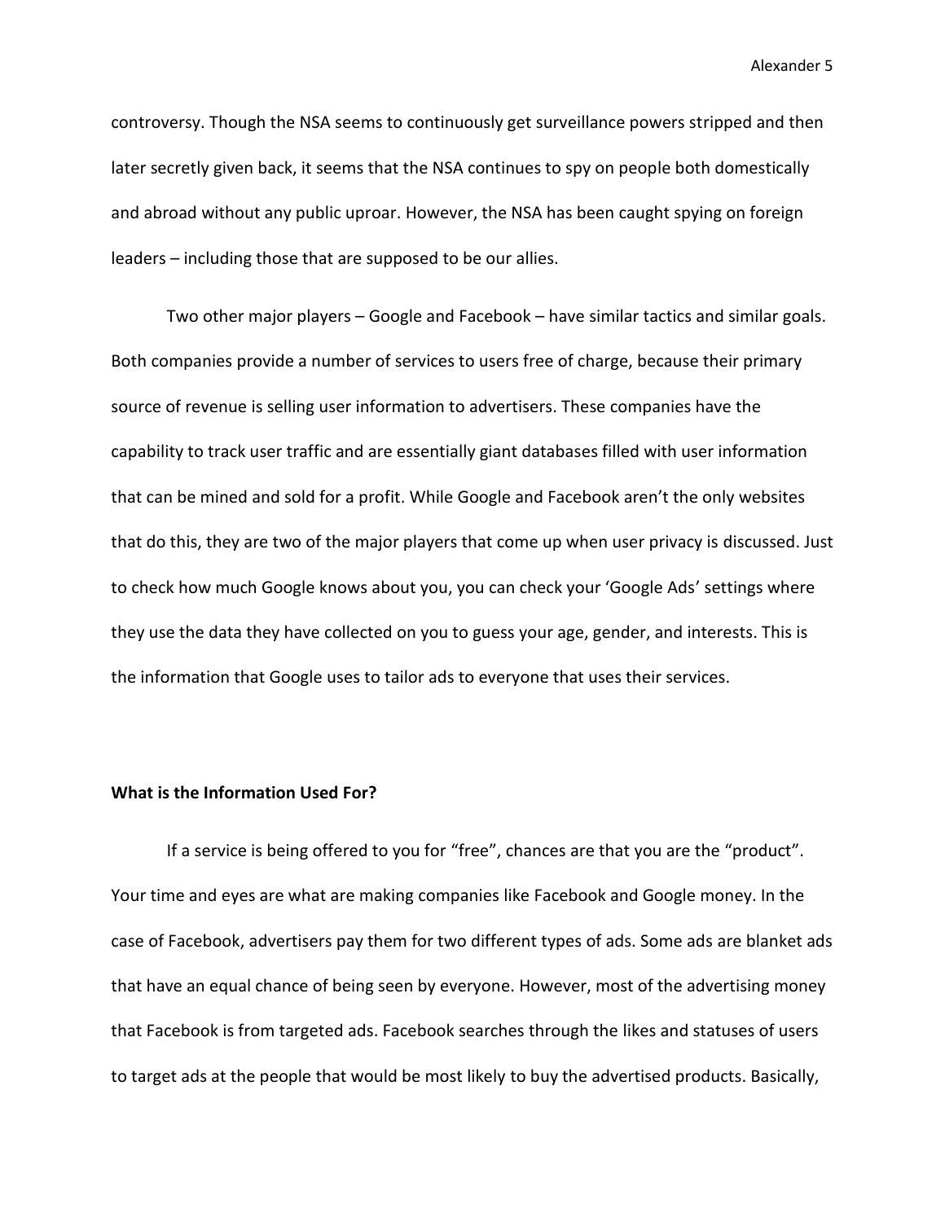controversy. Though the NSA seems to continuously get surveillance powers stripped and then later secretly given back, it seems that the NSA continues to spy on people both domestically and abroad without any public uproar. However, the NSA has been caught spying on foreign leaders – including those that are supposed to be our allies.

Two other major players – Google and Facebook – have similar tactics and similar goals. Both companies provide a number of services to users free of charge, because their primary source of revenue is selling user information to advertisers. These companies have the capability to track user traffic and are essentially giant databases filled with user information that can be mined and sold for a profit. While Google and Facebook aren't the only websites that do this, they are two of the major players that come up when user privacy is discussed. Just to check how much Google knows about you, you can check your 'Google Ads' settings where they use the data they have collected on you to guess your age, gender, and interests. This is the information that Google uses to tailor ads to everyone that uses their services.

**What is the Information Used For?**

If a service is being offered to you for "free", chances are that you are the "product". Your time and eyes are what are making companies like Facebook and Google money. In the case of Facebook, advertisers pay them for two different types of ads. Some ads are blanket ads that have an equal chance of being seen by everyone. However, most of the advertising money that Facebook is from targeted ads. Facebook searches through the likes and statuses of users to target ads at the people that would be most likely to buy the advertised products. Basically,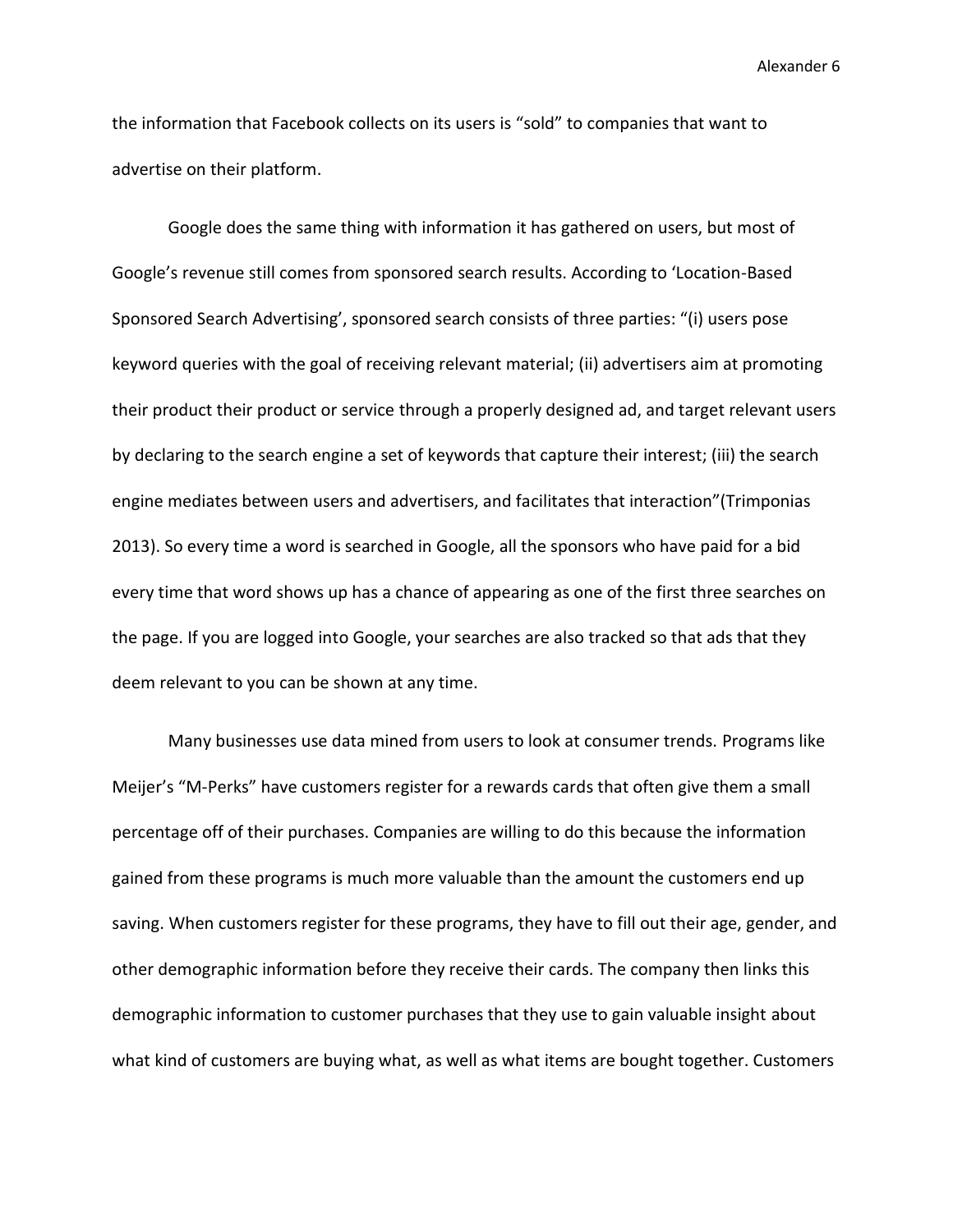the information that Facebook collects on its users is "sold" to companies that want to advertise on their platform.

Google does the same thing with information it has gathered on users, but most of Google's revenue still comes from sponsored search results. According to 'Location-Based Sponsored Search Advertising', sponsored search consists of three parties: "(i) users pose keyword queries with the goal of receiving relevant material; (ii) advertisers aim at promoting their product their product or service through a properly designed ad, and target relevant users by declaring to the search engine a set of keywords that capture their interest; (iii) the search engine mediates between users and advertisers, and facilitates that interaction"(Trimponias 2013). So every time a word is searched in Google, all the sponsors who have paid for a bid every time that word shows up has a chance of appearing as one of the first three searches on the page. If you are logged into Google, your searches are also tracked so that ads that they deem relevant to you can be shown at any time.

Many businesses use data mined from users to look at consumer trends. Programs like Meijer's "M-Perks" have customers register for a rewards cards that often give them a small percentage off of their purchases. Companies are willing to do this because the information gained from these programs is much more valuable than the amount the customers end up saving. When customers register for these programs, they have to fill out their age, gender, and other demographic information before they receive their cards. The company then links this demographic information to customer purchases that they use to gain valuable insight about what kind of customers are buying what, as well as what items are bought together. Customers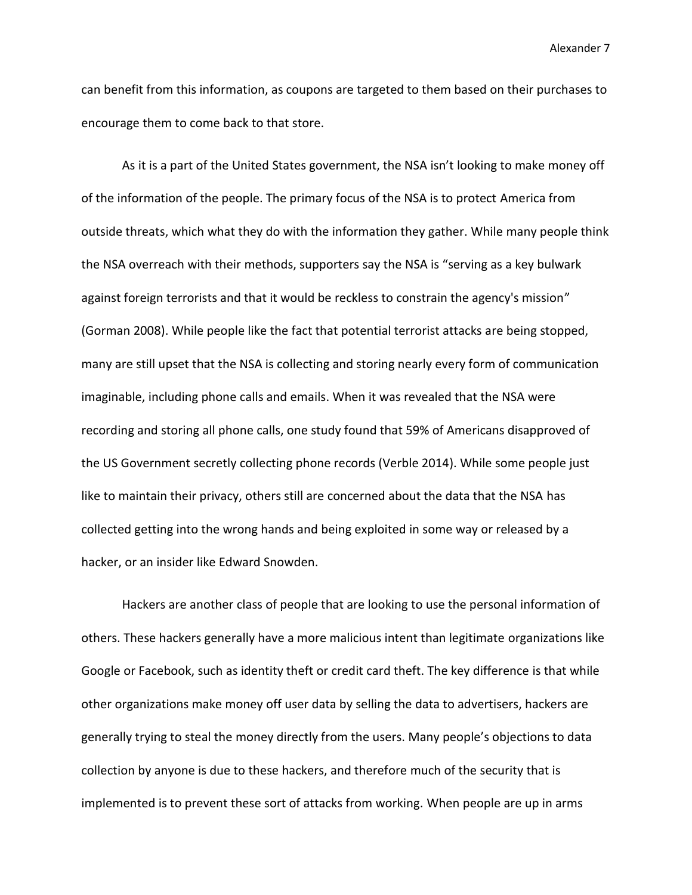can benefit from this information, as coupons are targeted to them based on their purchases to encourage them to come back to that store.

As it is a part of the United States government, the NSA isn't looking to make money off of the information of the people. The primary focus of the NSA is to protect America from outside threats, which what they do with the information they gather. While many people think the NSA overreach with their methods, supporters say the NSA is "serving as a key bulwark against foreign terrorists and that it would be reckless to constrain the agency's mission" (Gorman 2008). While people like the fact that potential terrorist attacks are being stopped, many are still upset that the NSA is collecting and storing nearly every form of communication imaginable, including phone calls and emails. When it was revealed that the NSA were recording and storing all phone calls, one study found that 59% of Americans disapproved of the US Government secretly collecting phone records (Verble 2014). While some people just like to maintain their privacy, others still are concerned about the data that the NSA has collected getting into the wrong hands and being exploited in some way or released by a hacker, or an insider like Edward Snowden.

Hackers are another class of people that are looking to use the personal information of others. These hackers generally have a more malicious intent than legitimate organizations like Google or Facebook, such as identity theft or credit card theft. The key difference is that while other organizations make money off user data by selling the data to advertisers, hackers are generally trying to steal the money directly from the users. Many people's objections to data collection by anyone is due to these hackers, and therefore much of the security that is implemented is to prevent these sort of attacks from working. When people are up in arms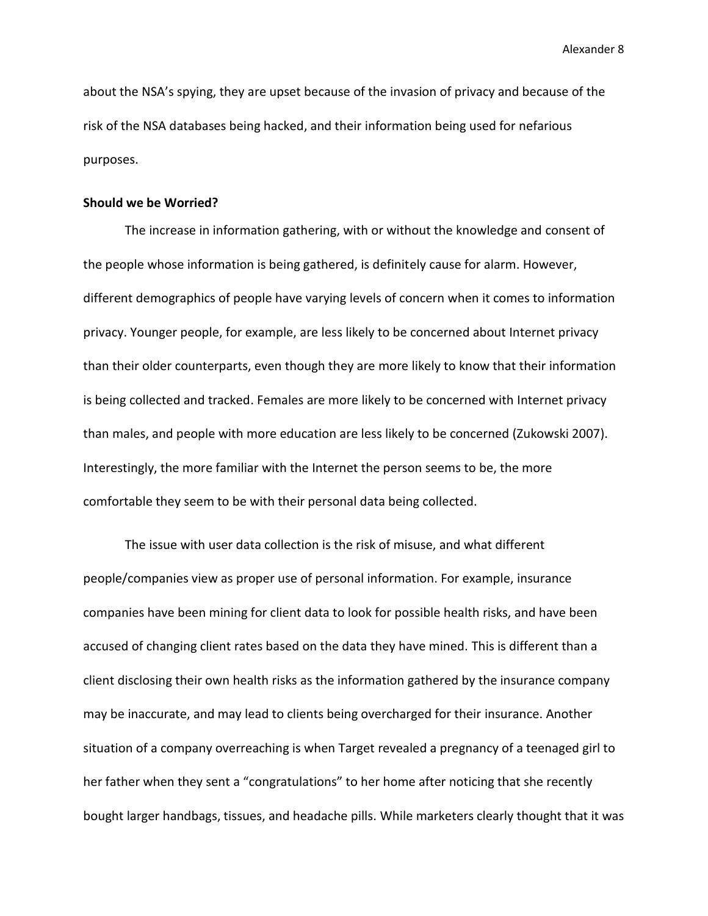about the NSA's spying, they are upset because of the invasion of privacy and because of the risk of the NSA databases being hacked, and their information being used for nefarious purposes.

**Should we be Worried?**

The increase in information gathering, with or without the knowledge and consent of the people whose information is being gathered, is definitely cause for alarm. However, different demographics of people have varying levels of concern when it comes to information privacy. Younger people, for example, are less likely to be concerned about Internet privacy than their older counterparts, even though they are more likely to know that their information is being collected and tracked. Females are more likely to be concerned with Internet privacy than males, and people with more education are less likely to be concerned (Zukowski 2007). Interestingly, the more familiar with the Internet the person seems to be, the more comfortable they seem to be with their personal data being collected.

The issue with user data collection is the risk of misuse, and what different people/companies view as proper use of personal information. For example, insurance companies have been mining for client data to look for possible health risks, and have been accused of changing client rates based on the data they have mined. This is different than a client disclosing their own health risks as the information gathered by the insurance company may be inaccurate, and may lead to clients being overcharged for their insurance. Another situation of a company overreaching is when Target revealed a pregnancy of a teenaged girl to her father when they sent a "congratulations" to her home after noticing that she recently bought larger handbags, tissues, and headache pills. While marketers clearly thought that it was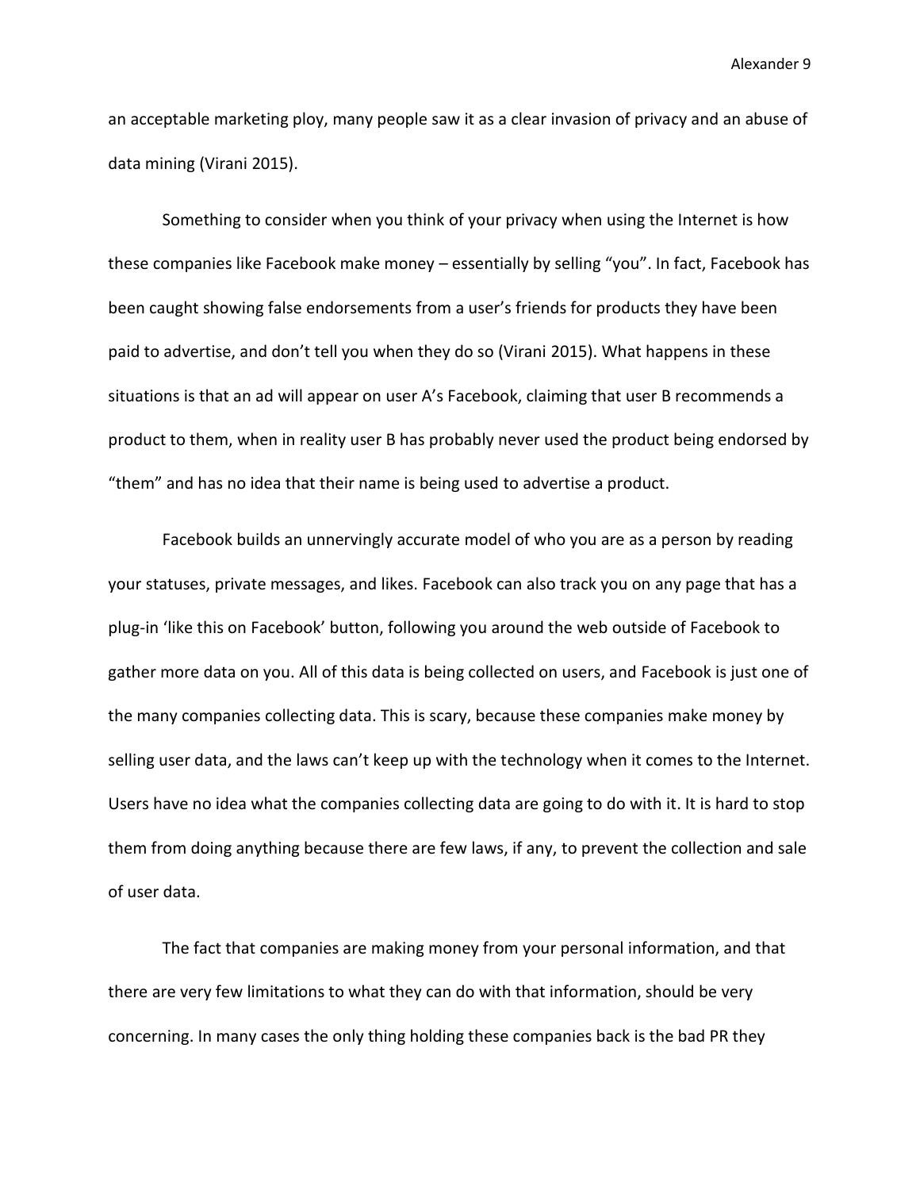an acceptable marketing ploy, many people saw it as a clear invasion of privacy and an abuse of data mining (Virani 2015).

Something to consider when you think of your privacy when using the Internet is how these companies like Facebook make money – essentially by selling "you". In fact, Facebook has been caught showing false endorsements from a user's friends for products they have been paid to advertise, and don't tell you when they do so (Virani 2015). What happens in these situations is that an ad will appear on user A's Facebook, claiming that user B recommends a product to them, when in reality user B has probably never used the product being endorsed by "them" and has no idea that their name is being used to advertise a product.

Facebook builds an unnervingly accurate model of who you are as a person by reading your statuses, private messages, and likes. Facebook can also track you on any page that has a plug-in 'like this on Facebook' button, following you around the web outside of Facebook to gather more data on you. All of this data is being collected on users, and Facebook is just one of the many companies collecting data. This is scary, because these companies make money by selling user data, and the laws can't keep up with the technology when it comes to the Internet. Users have no idea what the companies collecting data are going to do with it. It is hard to stop them from doing anything because there are few laws, if any, to prevent the collection and sale of user data.

The fact that companies are making money from your personal information, and that there are very few limitations to what they can do with that information, should be very concerning. In many cases the only thing holding these companies back is the bad PR they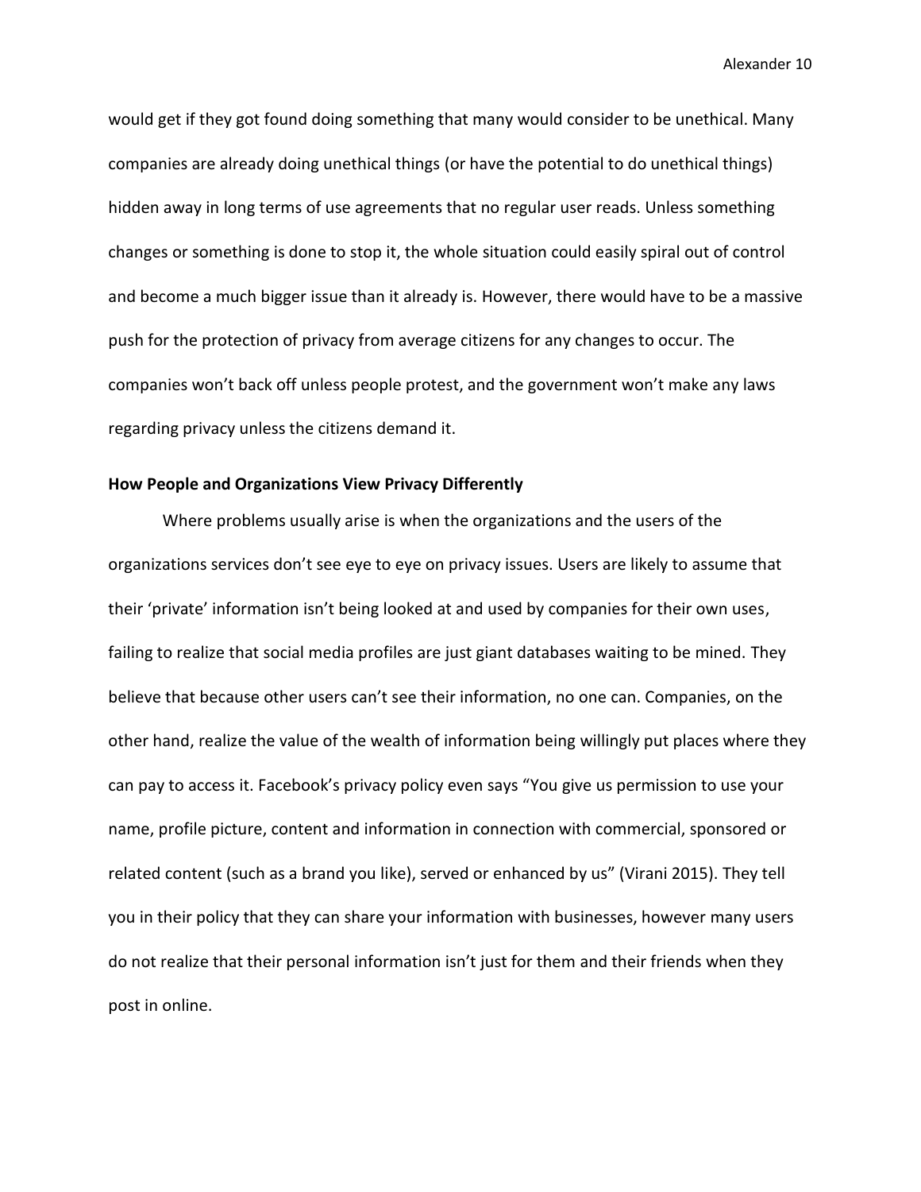would get if they got found doing something that many would consider to be unethical. Many companies are already doing unethical things (or have the potential to do unethical things) hidden away in long terms of use agreements that no regular user reads. Unless something changes or something is done to stop it, the whole situation could easily spiral out of control and become a much bigger issue than it already is. However, there would have to be a massive push for the protection of privacy from average citizens for any changes to occur. The companies won't back off unless people protest, and the government won't make any laws regarding privacy unless the citizens demand it.

**How People and Organizations View Privacy Differently**

Where problems usually arise is when the organizations and the users of the organizations services don't see eye to eye on privacy issues. Users are likely to assume that their 'private' information isn't being looked at and used by companies for their own uses, failing to realize that social media profiles are just giant databases waiting to be mined. They believe that because other users can't see their information, no one can. Companies, on the other hand, realize the value of the wealth of information being willingly put places where they can pay to access it. Facebook's privacy policy even says "You give us permission to use your name, profile picture, content and information in connection with commercial, sponsored or related content (such as a brand you like), served or enhanced by us" (Virani 2015). They tell you in their policy that they can share your information with businesses, however many users do not realize that their personal information isn't just for them and their friends when they post in online.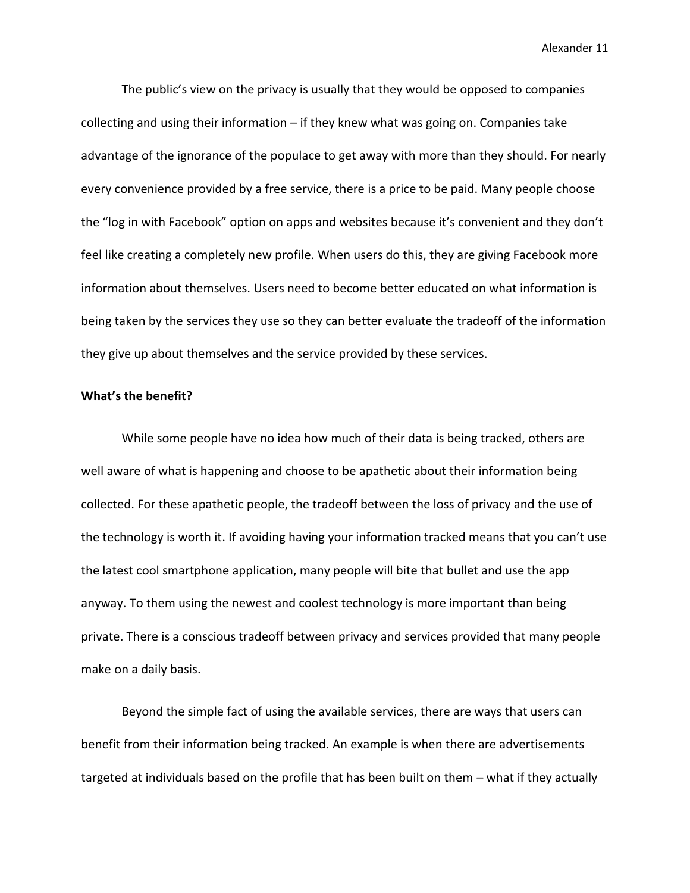The public's view on the privacy is usually that they would be opposed to companies collecting and using their information – if they knew what was going on. Companies take advantage of the ignorance of the populace to get away with more than they should. For nearly every convenience provided by a free service, there is a price to be paid. Many people choose the "log in with Facebook" option on apps and websites because it's convenient and they don't feel like creating a completely new profile. When users do this, they are giving Facebook more information about themselves. Users need to become better educated on what information is being taken by the services they use so they can better evaluate the tradeoff of the information they give up about themselves and the service provided by these services.

**What's the benefit?**

While some people have no idea how much of their data is being tracked, others are well aware of what is happening and choose to be apathetic about their information being collected. For these apathetic people, the tradeoff between the loss of privacy and the use of the technology is worth it. If avoiding having your information tracked means that you can't use the latest cool smartphone application, many people will bite that bullet and use the app anyway. To them using the newest and coolest technology is more important than being private. There is a conscious tradeoff between privacy and services provided that many people make on a daily basis.

Beyond the simple fact of using the available services, there are ways that users can benefit from their information being tracked. An example is when there are advertisements targeted at individuals based on the profile that has been built on them – what if they actually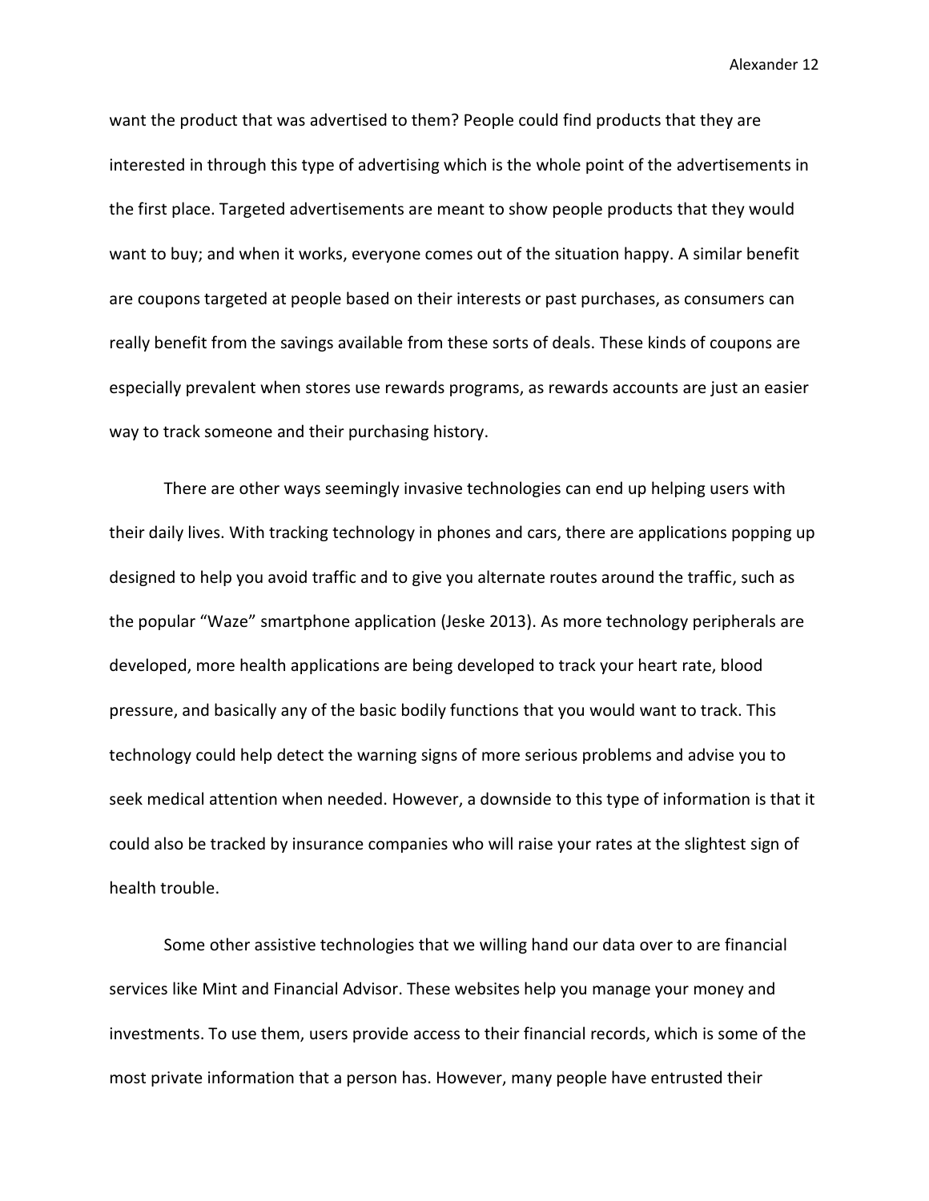want the product that was advertised to them? People could find products that they are interested in through this type of advertising which is the whole point of the advertisements in the first place. Targeted advertisements are meant to show people products that they would want to buy; and when it works, everyone comes out of the situation happy. A similar benefit are coupons targeted at people based on their interests or past purchases, as consumers can really benefit from the savings available from these sorts of deals. These kinds of coupons are especially prevalent when stores use rewards programs, as rewards accounts are just an easier way to track someone and their purchasing history.

There are other ways seemingly invasive technologies can end up helping users with their daily lives. With tracking technology in phones and cars, there are applications popping up designed to help you avoid traffic and to give you alternate routes around the traffic, such as the popular "Waze" smartphone application (Jeske 2013). As more technology peripherals are developed, more health applications are being developed to track your heart rate, blood pressure, and basically any of the basic bodily functions that you would want to track. This technology could help detect the warning signs of more serious problems and advise you to seek medical attention when needed. However, a downside to this type of information is that it could also be tracked by insurance companies who will raise your rates at the slightest sign of health trouble.

Some other assistive technologies that we willing hand our data over to are financial services like Mint and Financial Advisor. These websites help you manage your money and investments. To use them, users provide access to their financial records, which is some of the most private information that a person has. However, many people have entrusted their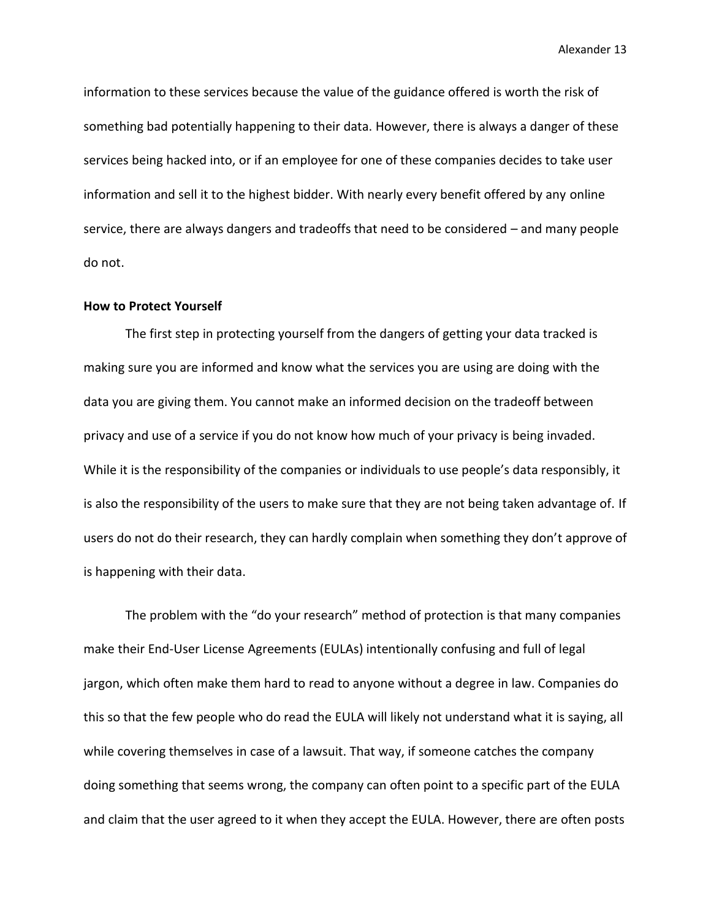information to these services because the value of the guidance offered is worth the risk of something bad potentially happening to their data. However, there is always a danger of these services being hacked into, or if an employee for one of these companies decides to take user information and sell it to the highest bidder. With nearly every benefit offered by any online service, there are always dangers and tradeoffs that need to be considered – and many people do not.

**How to Protect Yourself**

The first step in protecting yourself from the dangers of getting your data tracked is making sure you are informed and know what the services you are using are doing with the data you are giving them. You cannot make an informed decision on the tradeoff between privacy and use of a service if you do not know how much of your privacy is being invaded. While it is the responsibility of the companies or individuals to use people's data responsibly, it is also the responsibility of the users to make sure that they are not being taken advantage of. If users do not do their research, they can hardly complain when something they don't approve of is happening with their data.

The problem with the "do your research" method of protection is that many companies make their End-User License Agreements (EULAs) intentionally confusing and full of legal jargon, which often make them hard to read to anyone without a degree in law. Companies do this so that the few people who do read the EULA will likely not understand what it is saying, all while covering themselves in case of a lawsuit. That way, if someone catches the company doing something that seems wrong, the company can often point to a specific part of the EULA and claim that the user agreed to it when they accept the EULA. However, there are often posts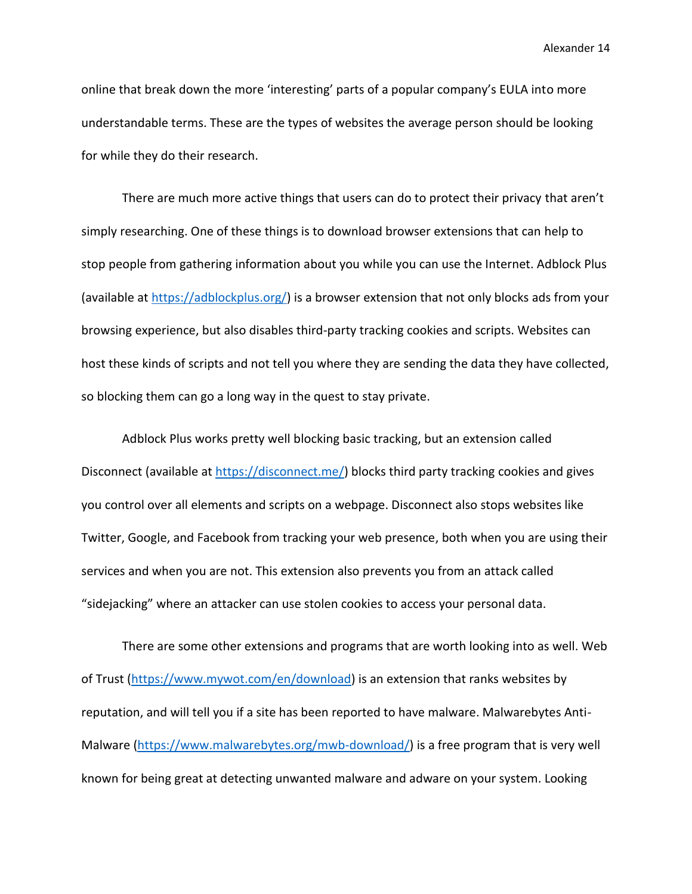online that break down the more 'interesting' parts of a popular company's EULA into more understandable terms. These are the types of websites the average person should be looking for while they do their research.

There are much more active things that users can do to protect their privacy that aren't simply researching. One of these things is to download browser extensions that can help to stop people from gathering information about you while you can use the Internet. Adblock Plus (available at https://adblockplus.org/) is a browser extension that not only blocks ads from your browsing experience, but also disables third-party tracking cookies and scripts. Websites can host these kinds of scripts and not tell you where they are sending the data they have collected, so blocking them can go a long way in the quest to stay private.

Adblock Plus works pretty well blocking basic tracking, but an extension called Disconnect (available at https://disconnect.me/) blocks third party tracking cookies and gives you control over all elements and scripts on a webpage. Disconnect also stops websites like Twitter, Google, and Facebook from tracking your web presence, both when you are using their services and when you are not. This extension also prevents you from an attack called "sidejacking" where an attacker can use stolen cookies to access your personal data.

There are some other extensions and programs that are worth looking into as well. Web of Trust (https://www.mywot.com/en/download) is an extension that ranks websites by reputation, and will tell you if a site has been reported to have malware. Malwarebytes Anti-Malware (https://www.malwarebytes.org/mwb-download/) is a free program that is very well known for being great at detecting unwanted malware and adware on your system. Looking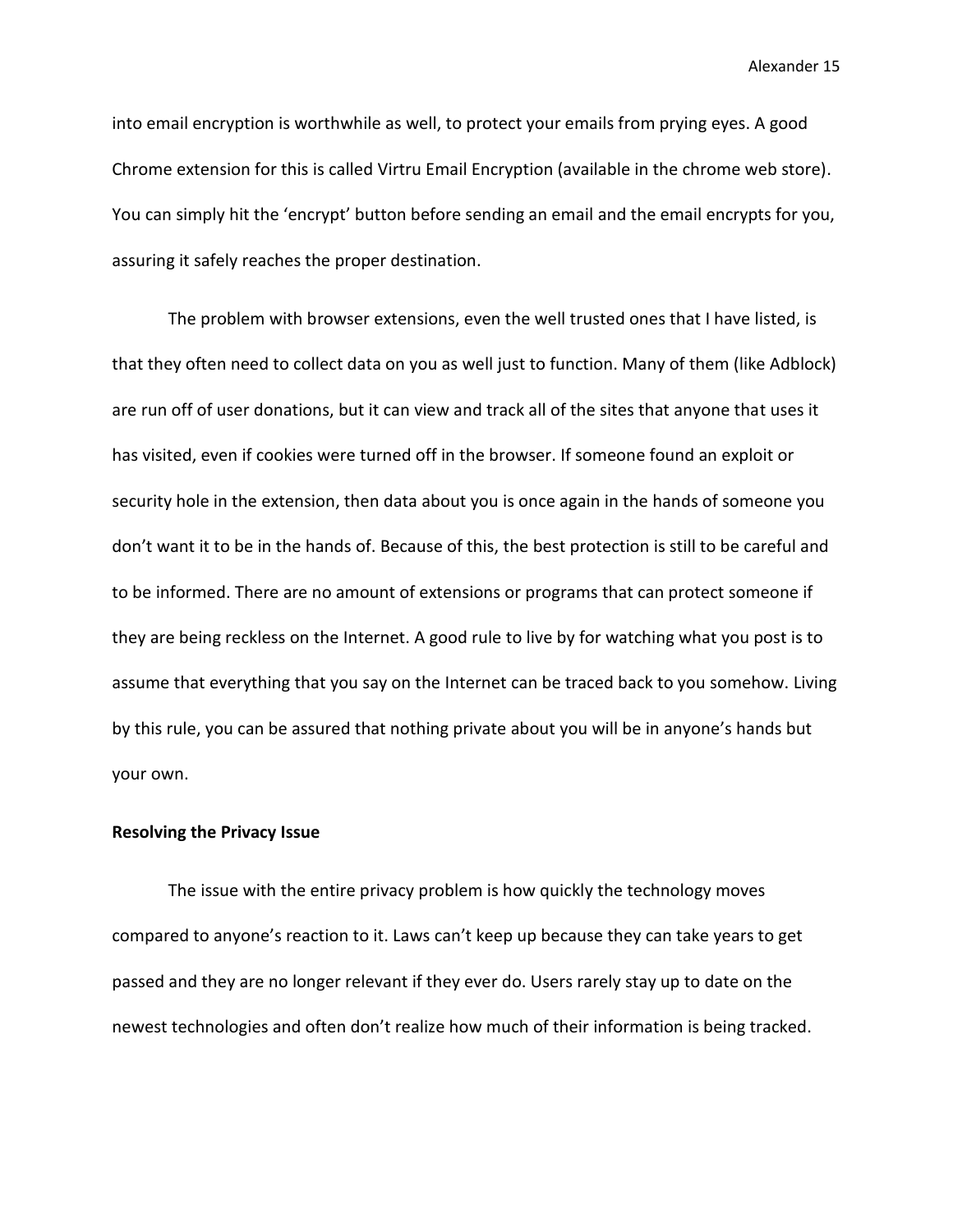into email encryption is worthwhile as well, to protect your emails from prying eyes. A good Chrome extension for this is called Virtru Email Encryption (available in the chrome web store). You can simply hit the 'encrypt' button before sending an email and the email encrypts for you, assuring it safely reaches the proper destination.

The problem with browser extensions, even the well trusted ones that I have listed, is that they often need to collect data on you as well just to function. Many of them (like Adblock) are run off of user donations, but it can view and track all of the sites that anyone that uses it has visited, even if cookies were turned off in the browser. If someone found an exploit or security hole in the extension, then data about you is once again in the hands of someone you don't want it to be in the hands of. Because of this, the best protection is still to be careful and to be informed. There are no amount of extensions or programs that can protect someone if they are being reckless on the Internet. A good rule to live by for watching what you post is to assume that everything that you say on the Internet can be traced back to you somehow. Living by this rule, you can be assured that nothing private about you will be in anyone's hands but your own.

**Resolving the Privacy Issue**

The issue with the entire privacy problem is how quickly the technology moves compared to anyone's reaction to it. Laws can't keep up because they can take years to get passed and they are no longer relevant if they ever do. Users rarely stay up to date on the newest technologies and often don't realize how much of their information is being tracked.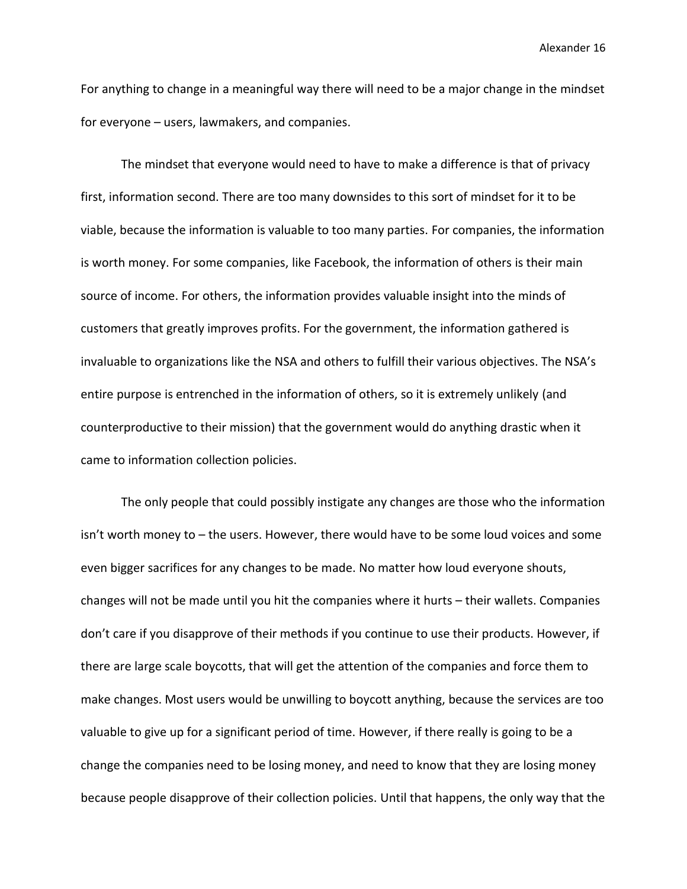For anything to change in a meaningful way there will need to be a major change in the mindset for everyone – users, lawmakers, and companies.

The mindset that everyone would need to have to make a difference is that of privacy first, information second. There are too many downsides to this sort of mindset for it to be viable, because the information is valuable to too many parties. For companies, the information is worth money. For some companies, like Facebook, the information of others is their main source of income. For others, the information provides valuable insight into the minds of customers that greatly improves profits. For the government, the information gathered is invaluable to organizations like the NSA and others to fulfill their various objectives. The NSA's entire purpose is entrenched in the information of others, so it is extremely unlikely (and counterproductive to their mission) that the government would do anything drastic when it came to information collection policies.

The only people that could possibly instigate any changes are those who the information isn't worth money to – the users. However, there would have to be some loud voices and some even bigger sacrifices for any changes to be made. No matter how loud everyone shouts, changes will not be made until you hit the companies where it hurts – their wallets. Companies don't care if you disapprove of their methods if you continue to use their products. However, if there are large scale boycotts, that will get the attention of the companies and force them to make changes. Most users would be unwilling to boycott anything, because the services are too valuable to give up for a significant period of time. However, if there really is going to be a change the companies need to be losing money, and need to know that they are losing money because people disapprove of their collection policies. Until that happens, the only way that the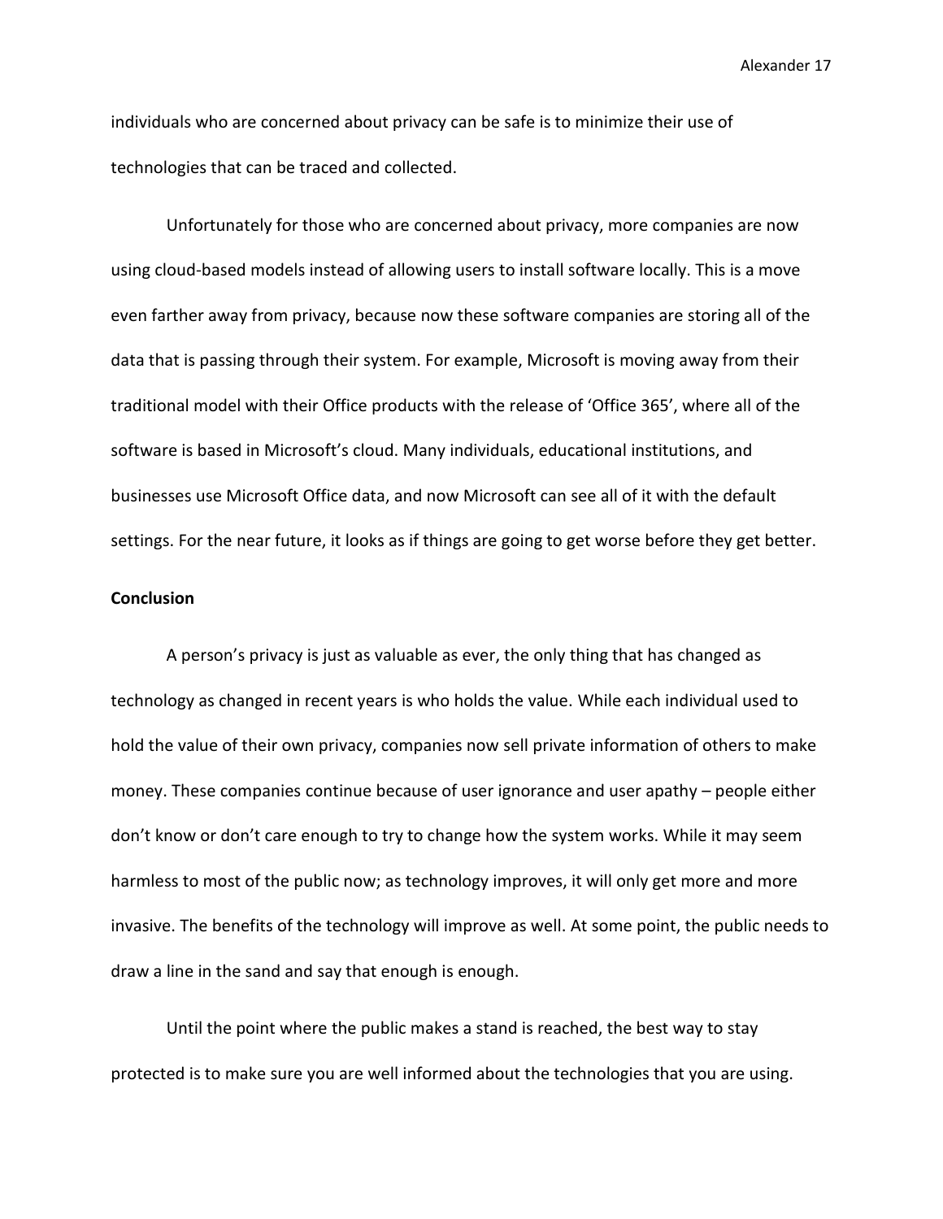individuals who are concerned about privacy can be safe is to minimize their use of technologies that can be traced and collected.

Unfortunately for those who are concerned about privacy, more companies are now using cloud-based models instead of allowing users to install software locally. This is a move even farther away from privacy, because now these software companies are storing all of the data that is passing through their system. For example, Microsoft is moving away from their traditional model with their Office products with the release of 'Office 365', where all of the software is based in Microsoft's cloud. Many individuals, educational institutions, and businesses use Microsoft Office data, and now Microsoft can see all of it with the default settings. For the near future, it looks as if things are going to get worse before they get better.

**Conclusion**

A person's privacy is just as valuable as ever, the only thing that has changed as technology as changed in recent years is who holds the value. While each individual used to hold the value of their own privacy, companies now sell private information of others to make money. These companies continue because of user ignorance and user apathy – people either don't know or don't care enough to try to change how the system works. While it may seem harmless to most of the public now; as technology improves, it will only get more and more invasive. The benefits of the technology will improve as well. At some point, the public needs to draw a line in the sand and say that enough is enough.

Until the point where the public makes a stand is reached, the best way to stay protected is to make sure you are well informed about the technologies that you are using.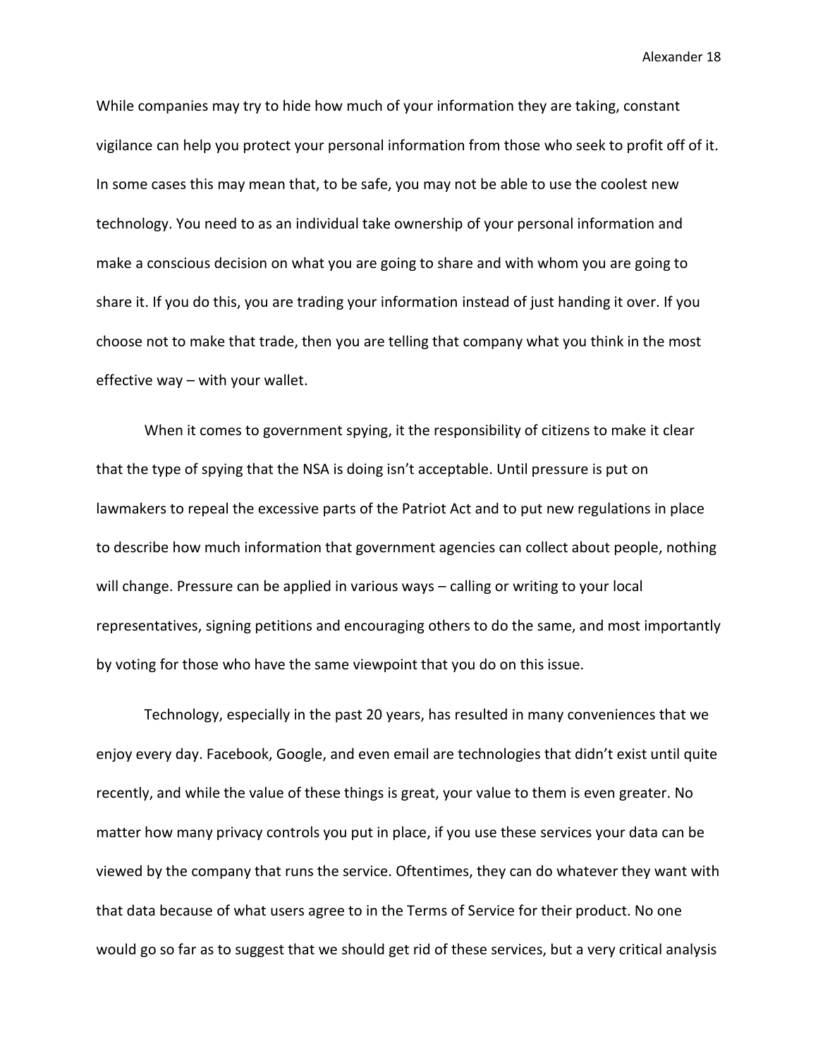While companies may try to hide how much of your information they are taking, constant vigilance can help you protect your personal information from those who seek to profit off of it. In some cases this may mean that, to be safe, you may not be able to use the coolest new technology. You need to as an individual take ownership of your personal information and make a conscious decision on what you are going to share and with whom you are going to share it. If you do this, you are trading your information instead of just handing it over. If you choose not to make that trade, then you are telling that company what you think in the most effective way – with your wallet.

When it comes to government spying, it the responsibility of citizens to make it clear that the type of spying that the NSA is doing isn't acceptable. Until pressure is put on lawmakers to repeal the excessive parts of the Patriot Act and to put new regulations in place to describe how much information that government agencies can collect about people, nothing will change. Pressure can be applied in various ways – calling or writing to your local representatives, signing petitions and encouraging others to do the same, and most importantly by voting for those who have the same viewpoint that you do on this issue.

Technology, especially in the past 20 years, has resulted in many conveniences that we enjoy every day. Facebook, Google, and even email are technologies that didn't exist until quite recently, and while the value of these things is great, your value to them is even greater. No matter how many privacy controls you put in place, if you use these services your data can be viewed by the company that runs the service. Oftentimes, they can do whatever they want with that data because of what users agree to in the Terms of Service for their product. No one would go so far as to suggest that we should get rid of these services, but a very critical analysis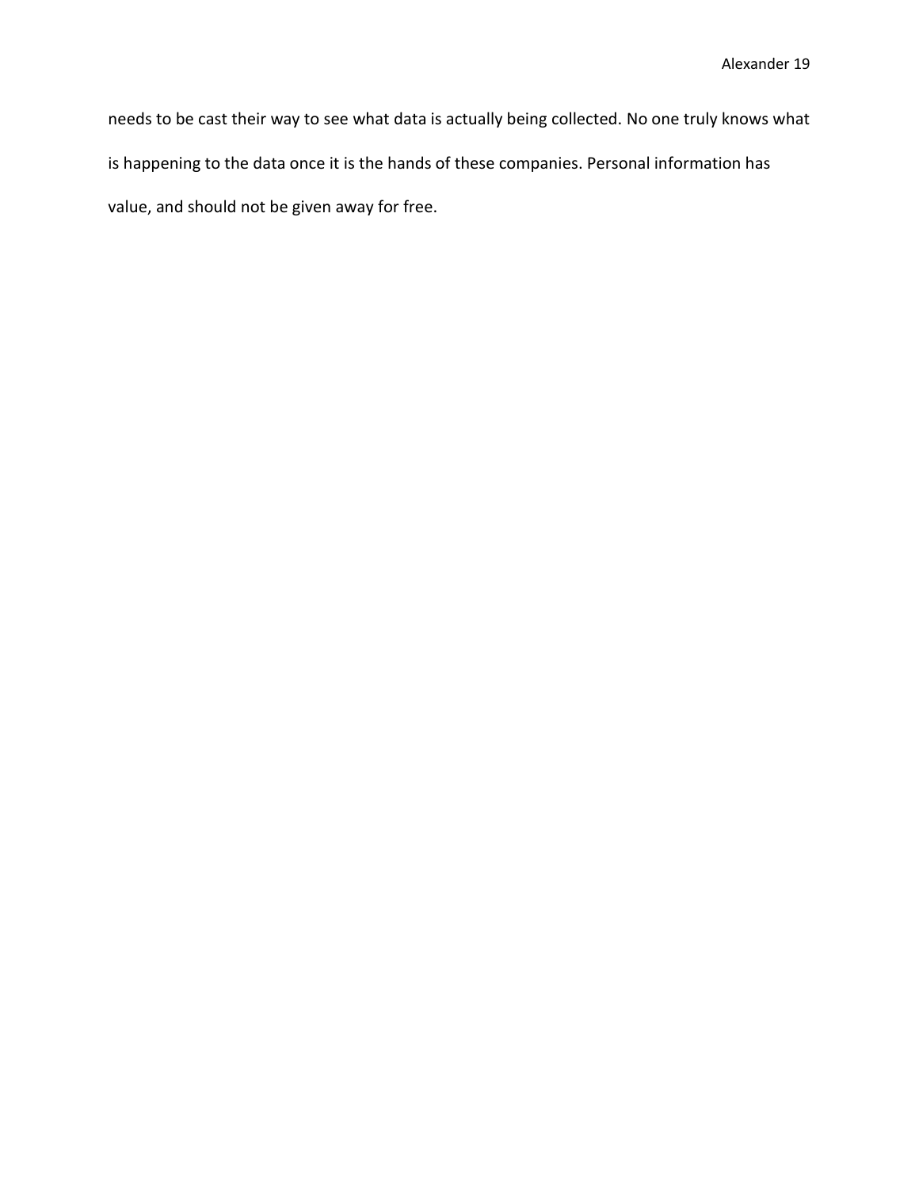needs to be cast their way to see what data is actually being collected. No one truly knows what is happening to the data once it is the hands of these companies. Personal information has value, and should not be given away for free.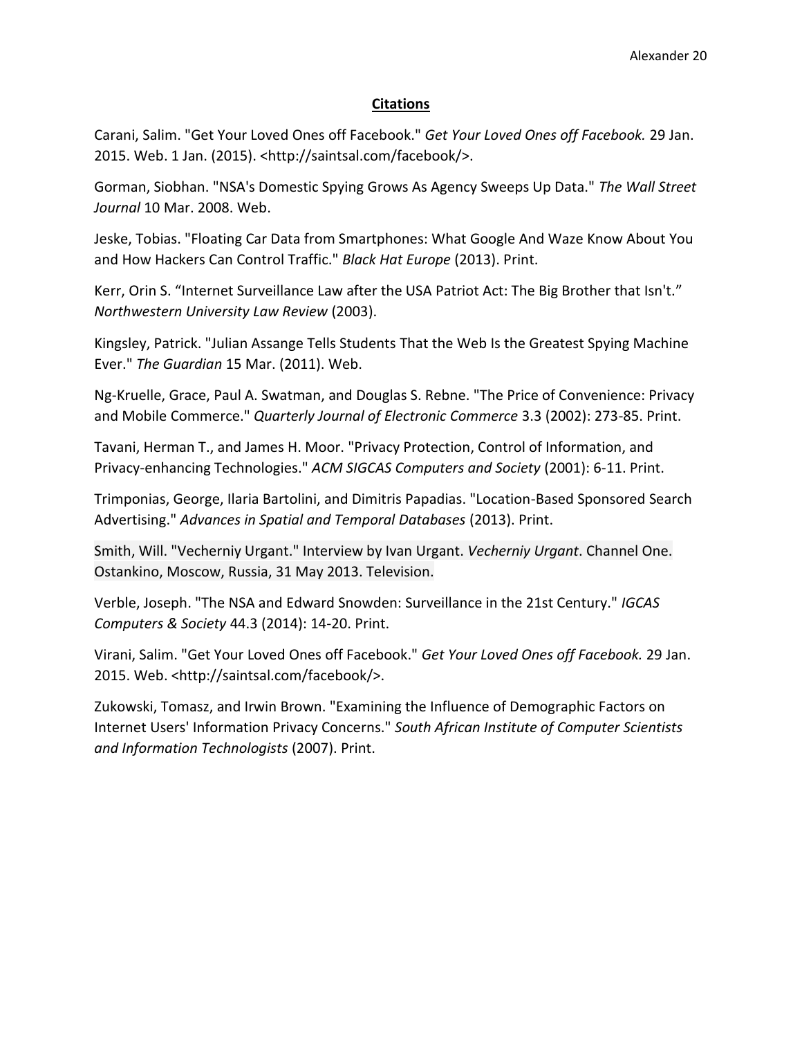## Citations

Carani, Salim. "Get Your Loved Ones off Facebook." *Get Your Loved Ones off Facebook.* 29 Jan. 2015. Web. 1 Jan. (2015). <http://saintsal.com/facebook/>.

Gorman, Siobhan. "NSA's Domestic Spying Grows As Agency Sweeps Up Data." *The Wall Street Journal* 10 Mar. 2008. Web.

Jeske, Tobias. "Floating Car Data from Smartphones: What Google And Waze Know About You and How Hackers Can Control Traffic." *Black Hat Europe* (2013). Print.

Kerr, Orin S. “Internet Surveillance Law after the USA Patriot Act: The Big Brother that Isn't.” *Northwestern University Law Review* (2003).

Kingsley, Patrick. "Julian Assange Tells Students That the Web Is the Greatest Spying Machine Ever." *The Guardian* 15 Mar. (2011). Web.

Ng-Kruelle, Grace, Paul A. Swatman, and Douglas S. Rebne. "The Price of Convenience: Privacy and Mobile Commerce." *Quarterly Journal of Electronic Commerce* 3.3 (2002): 273-85. Print.

Tavani, Herman T., and James H. Moor. "Privacy Protection, Control of Information, and Privacy-enhancing Technologies." *ACM SIGCAS Computers and Society* (2001): 6-11. Print.

Trimponias, George, Ilaria Bartolini, and Dimitris Papadias. "Location-Based Sponsored Search Advertising." *Advances in Spatial and Temporal Databases* (2013). Print.

Smith, Will. "Vecherniy Urgant." Interview by Ivan Urgant. *Vecherniy Urgant*. Channel One. Ostankino, Moscow, Russia, 31 May 2013. Television.

Verble, Joseph. "The NSA and Edward Snowden: Surveillance in the 21st Century." *IGCAS Computers & Society* 44.3 (2014): 14-20. Print.

Virani, Salim. "Get Your Loved Ones off Facebook." *Get Your Loved Ones off Facebook.* 29 Jan. 2015. Web. <http://saintsal.com/facebook/>.

Zukowski, Tomasz, and Irwin Brown. "Examining the Influence of Demographic Factors on Internet Users' Information Privacy Concerns." *South African Institute of Computer Scientists and Information Technologists* (2007). Print.